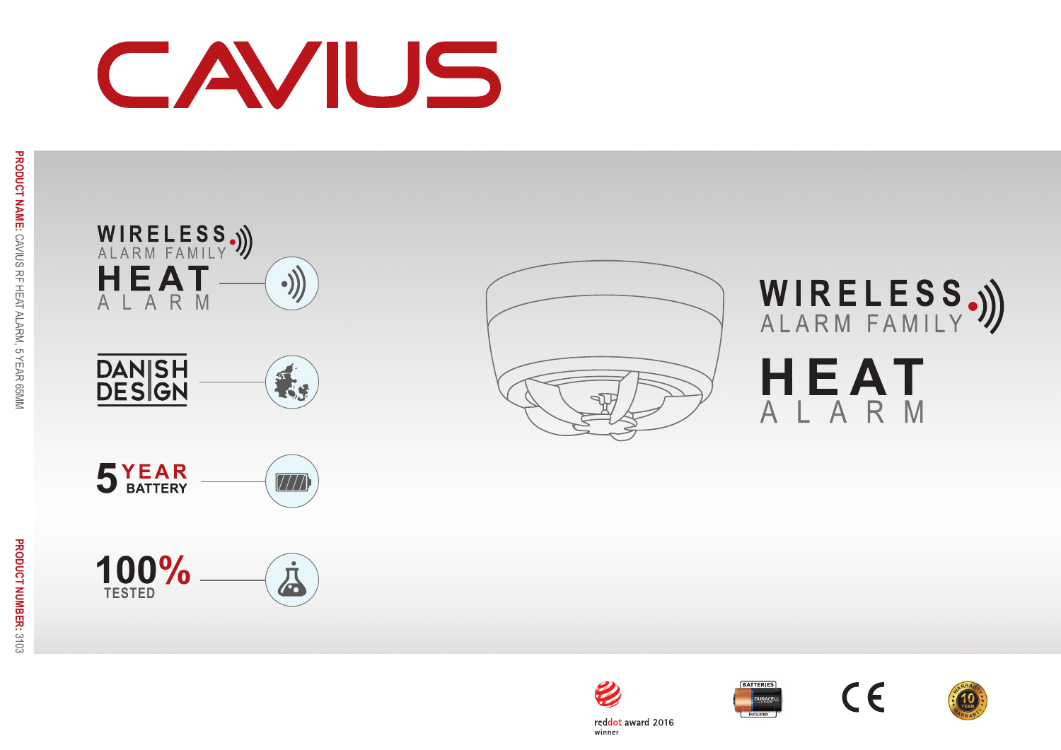# CAVIUS

PRODUCT NAME: CAVIUS RF HEAT ALARM, 5 YEAR 65MM

PRODUCT NUMBER: 3103

WIRELESS ALARM FAMILY

HEAT ALARM

DANISH DESIGN

5 YEAR BATTERY

100% TESTED

## WIRELESS ALARM FAMILY

## HEAT ALARM

reddot award 2016 winner

BATTERIES DURACELL INCLUDED

CE

10 YEAR WARRANTY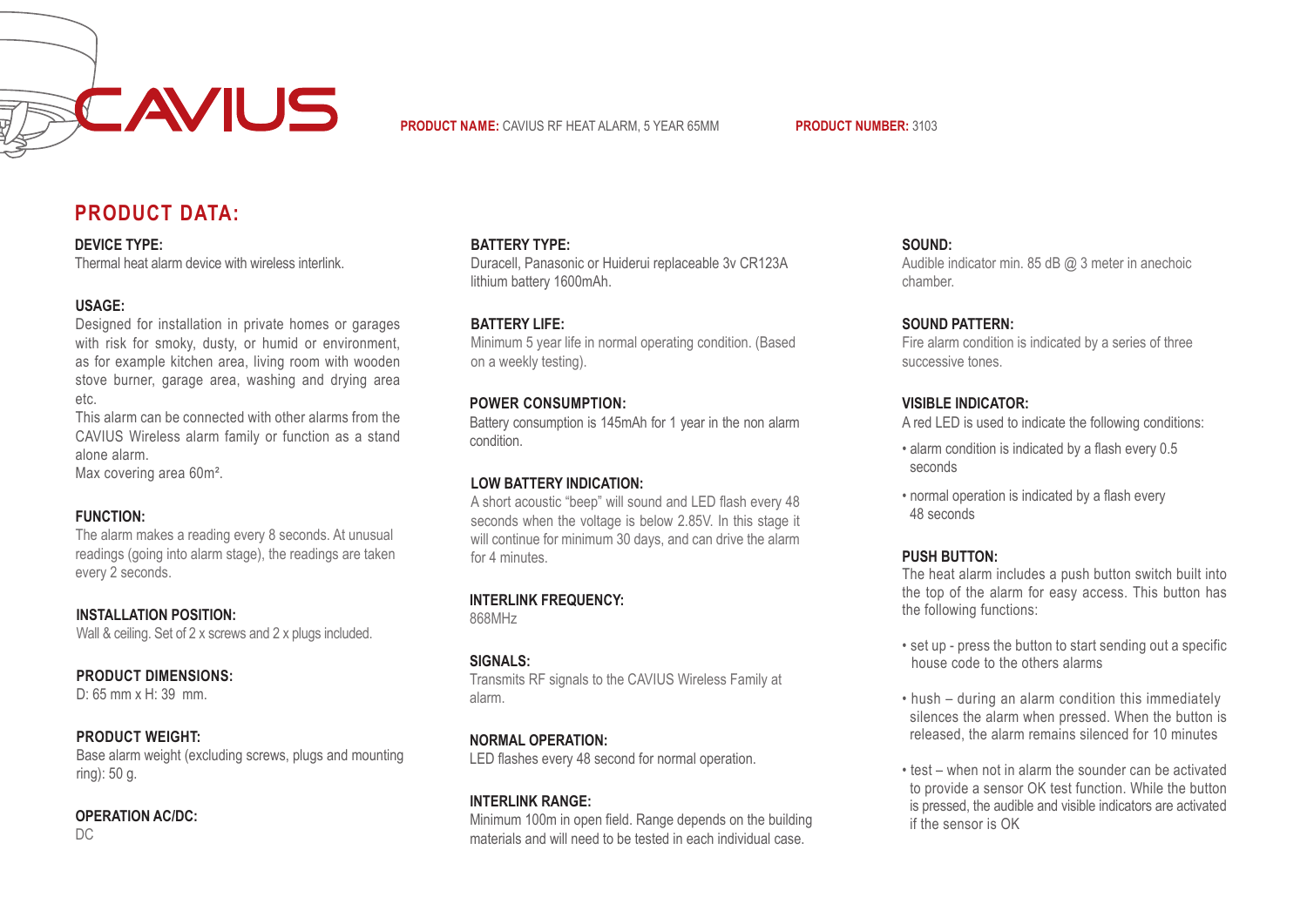CAVIUS

**PRODUCT NAME:** CAVIUS RF HEAT ALARM, 5 YEAR 65MM **PRODUCT NUMBER:** 3103

## PRODUCT DATA:

**DEVICE TYPE:**
Thermal heat alarm device with wireless interlink.

**USAGE:**
Designed for installation in private homes or garages with risk for smoky, dusty, or humid or environment, as for example kitchen area, living room with wooden stove burner, garage area, washing and drying area etc.
This alarm can be connected with other alarms from the CAVIUS Wireless alarm family or function as a stand alone alarm.
Max covering area 60m².

**FUNCTION:**
The alarm makes a reading every 8 seconds. At unusual readings (going into alarm stage), the readings are taken every 2 seconds.

**INSTALLATION POSITION:**
Wall & ceiling. Set of 2 x screws and 2 x plugs included.

**PRODUCT DIMENSIONS:**
D: 65 mm x H: 39 mm.

**PRODUCT WEIGHT:**
Base alarm weight (excluding screws, plugs and mounting ring): 50 g.

**OPERATION AC/DC:**
DC

**BATTERY TYPE:**
Duracell, Panasonic or Huiderui replaceable 3v CR123A lithium battery 1600mAh.

**BATTERY LIFE:**
Minimum 5 year life in normal operating condition. (Based on a weekly testing).

**POWER CONSUMPTION:**
Battery consumption is 145mAh for 1 year in the non alarm condition.

**LOW BATTERY INDICATION:**
A short acoustic "beep" will sound and LED flash every 48 seconds when the voltage is below 2.85V. In this stage it will continue for minimum 30 days, and can drive the alarm for 4 minutes.

**INTERLINK FREQUENCY:**
868MHz

**SIGNALS:**
Transmits RF signals to the CAVIUS Wireless Family at alarm.

**NORMAL OPERATION:**
LED flashes every 48 second for normal operation.

**INTERLINK RANGE:**
Minimum 100m in open field. Range depends on the building materials and will need to be tested in each individual case.

**SOUND:**
Audible indicator min. 85 dB @ 3 meter in anechoic chamber.

**SOUND PATTERN:**
Fire alarm condition is indicated by a series of three successive tones.

**VISIBLE INDICATOR:**
A red LED is used to indicate the following conditions:

- alarm condition is indicated by a flash every 0.5 seconds
- normal operation is indicated by a flash every 48 seconds

**PUSH BUTTON:**
The heat alarm includes a push button switch built into the top of the alarm for easy access. This button has the following functions:

- set up - press the button to start sending out a specific house code to the others alarms
- hush – during an alarm condition this immediately silences the alarm when pressed. When the button is released, the alarm remains silenced for 10 minutes
- test – when not in alarm the sounder can be activated to provide a sensor OK test function. While the button is pressed, the audible and visible indicators are activated if the sensor is OK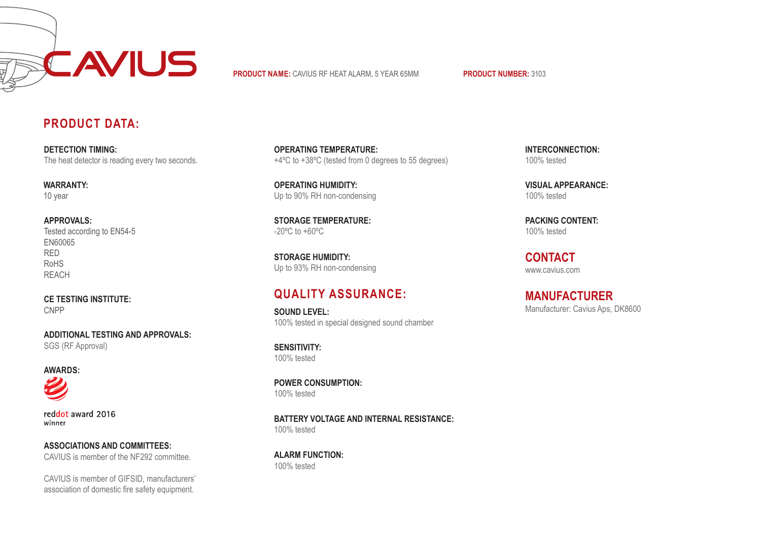CAVIUS

**PRODUCT NAME:** CAVIUS RF HEAT ALARM, 5 YEAR 65MM

**PRODUCT NUMBER:** 3103

## PRODUCT DATA:

**DETECTION TIMING:**
The heat detector is reading every two seconds.

**WARRANTY:**
10 year

**APPROVALS:**
Tested according to EN54-5
EN60065
RED
RoHS
REACH

**CE TESTING INSTITUTE:**
CNPP

**ADDITIONAL TESTING AND APPROVALS:**
SGS (RF Approval)

**AWARDS:**

reddot award 2016
winner

**ASSOCIATIONS AND COMMITTEES:**
CAVIUS is member of the NF292 committee.

CAVIUS is member of GIFSID, manufacturers' association of domestic fire safety equipment.

**OPERATING TEMPERATURE:**
+4ºC to +38ºC (tested from 0 degrees to 55 degrees)

**OPERATING HUMIDITY:**
Up to 90% RH non-condensing

**STORAGE TEMPERATURE:**
-20ºC to +60ºC

**STORAGE HUMIDITY:**
Up to 93% RH non-condensing

## QUALITY ASSURANCE:

**SOUND LEVEL:**
100% tested in special designed sound chamber

**SENSITIVITY:**
100% tested

**POWER CONSUMPTION:**
100% tested

**BATTERY VOLTAGE AND INTERNAL RESISTANCE:**
100% tested

**ALARM FUNCTION:**
100% tested

**INTERCONNECTION:**
100% tested

**VISUAL APPEARANCE:**
100% tested

**PACKING CONTENT:**
100% tested

## CONTACT

www.cavius.com

## MANUFACTURER

Manufacturer: Cavius Aps, DK8600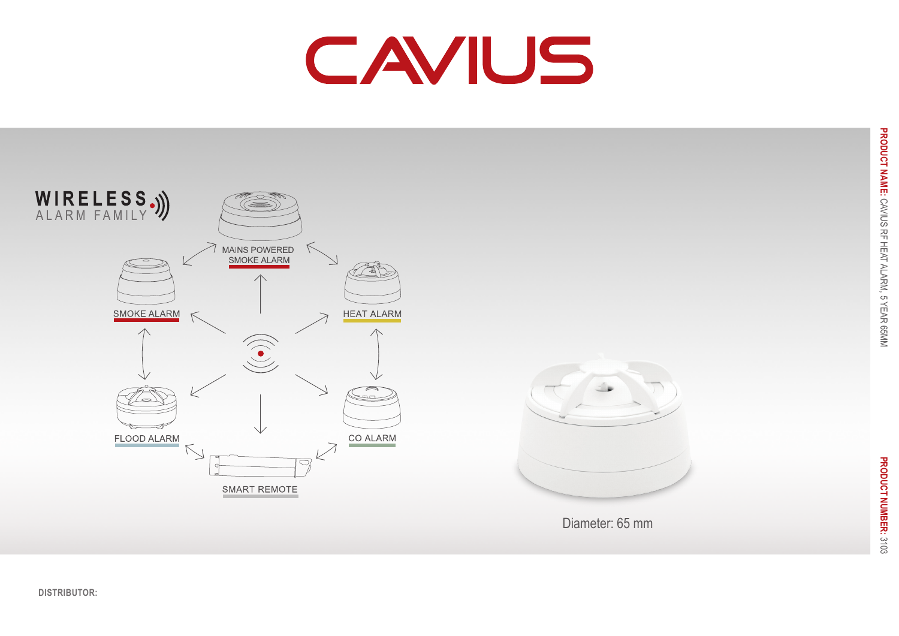# CAVIUS

**WIRELESS**
ALARM FAMILY

MAINS POWERED SMOKE ALARM

SMOKE ALARM

HEAT ALARM

FLOOD ALARM

CO ALARM

SMART REMOTE

Diameter: 65 mm

**PRODUCT NAME:** CAVIUS RF HEAT ALARM, 5 YEAR 65MM

**PRODUCT NUMBER:** 3103

**DISTRIBUTOR:**